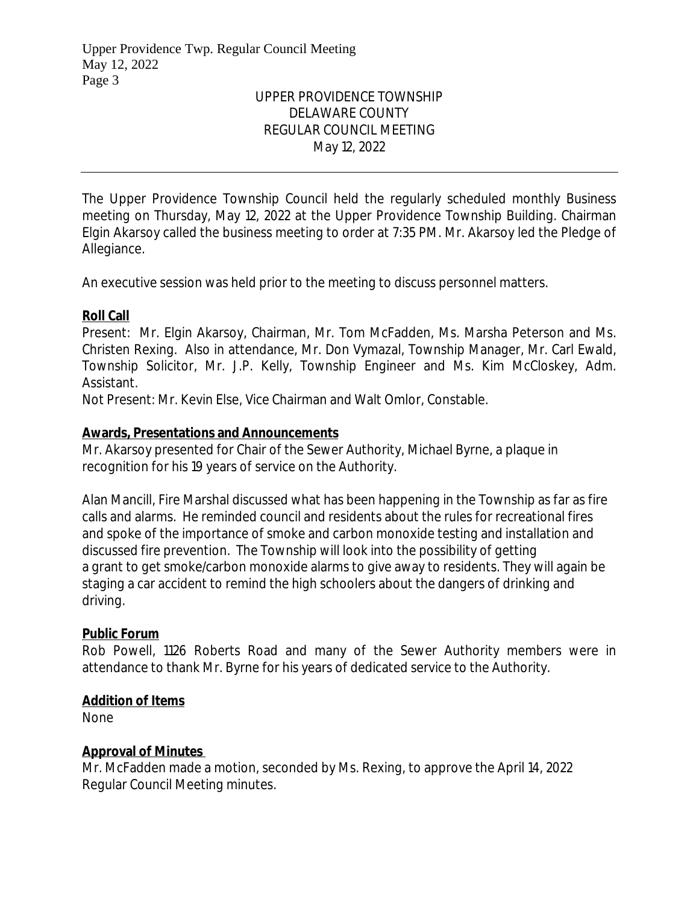UPPER PROVIDENCE TOWNSHIP
DELAWARE COUNTY
REGULAR COUNCIL MEETING
May 12, 2022

---

The Upper Providence Township Council held the regularly scheduled monthly Business meeting on Thursday, May 12, 2022 at the Upper Providence Township Building. Chairman Elgin Akarsoy called the business meeting to order at 7:35 PM. Mr. Akarsoy led the Pledge of Allegiance.

An executive session was held prior to the meeting to discuss personnel matters.

**Roll Call**

Present: Mr. Elgin Akarsoy, Chairman, Mr. Tom McFadden, Ms. Marsha Peterson and Ms. Christen Rexing. Also in attendance, Mr. Don Vymazal, Township Manager, Mr. Carl Ewald, Township Solicitor, Mr. J.P. Kelly, Township Engineer and Ms. Kim McCloskey, Adm. Assistant.
Not Present: Mr. Kevin Else, Vice Chairman and Walt Omlor, Constable.

**Awards, Presentations and Announcements**

Mr. Akarsoy presented for Chair of the Sewer Authority, Michael Byrne, a plaque in recognition for his 19 years of service on the Authority.

Alan Mancill, Fire Marshal discussed what has been happening in the Township as far as fire calls and alarms. He reminded council and residents about the rules for recreational fires and spoke of the importance of smoke and carbon monoxide testing and installation and discussed fire prevention. The Township will look into the possibility of getting a grant to get smoke/carbon monoxide alarms to give away to residents. They will again be staging a car accident to remind the high schoolers about the dangers of drinking and driving.

**Public Forum**

Rob Powell, 1126 Roberts Road and many of the Sewer Authority members were in attendance to thank Mr. Byrne for his years of dedicated service to the Authority.

**Addition of Items**

None

**Approval of Minutes**

Mr. McFadden made a motion, seconded by Ms. Rexing, to approve the April 14, 2022 Regular Council Meeting minutes.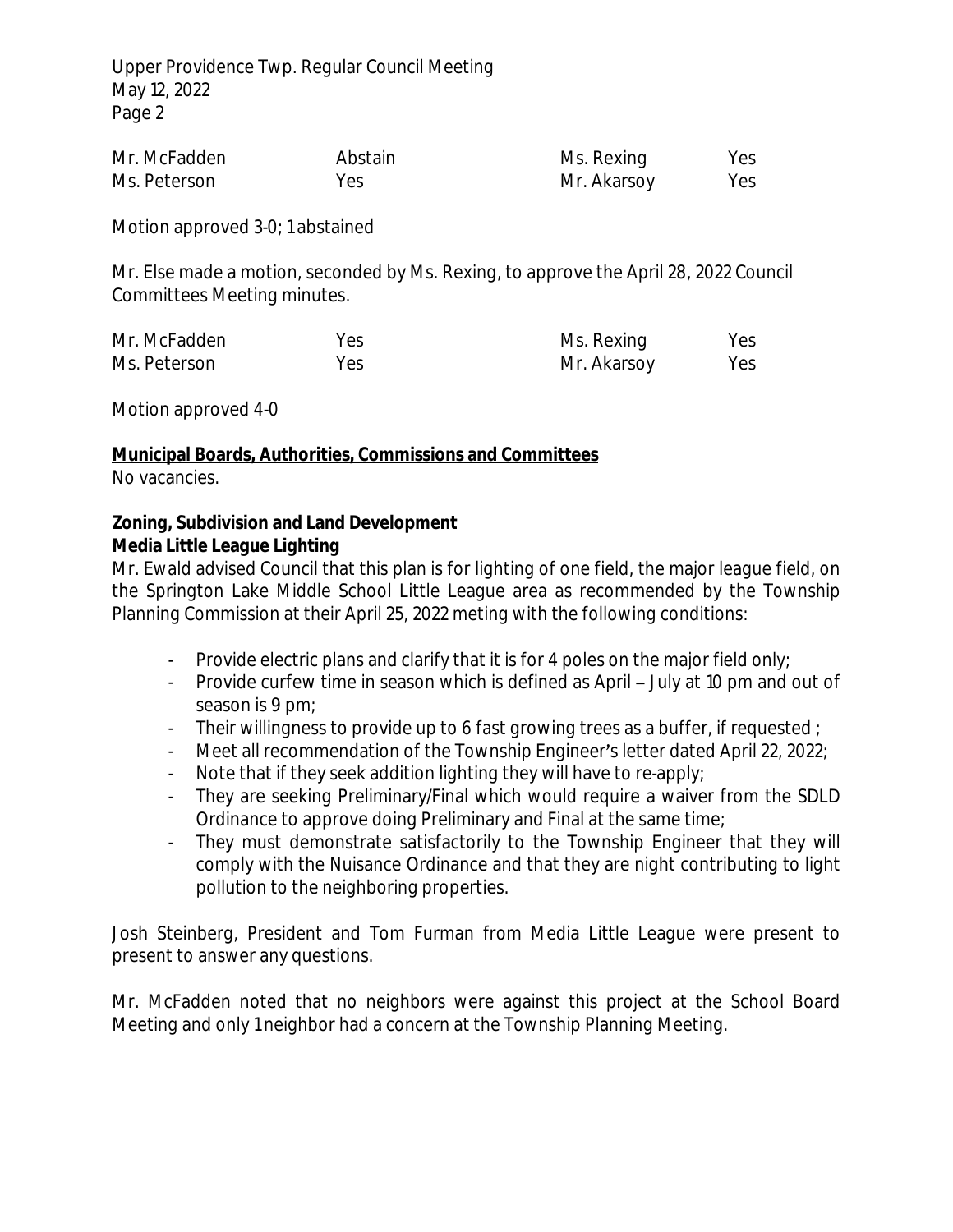| Mr. McFadden | Abstain | Ms. Rexing | Yes |
|---|---|---|---|
| Ms. Peterson | Yes | Mr. Akarsoy | Yes |

Motion approved 3-0; 1 abstained

Mr. Else made a motion, seconded by Ms. Rexing, to approve the April 28, 2022 Council Committees Meeting minutes.

| Mr. McFadden | Yes | Ms. Rexing | Yes |
|---|---|---|---|
| Ms. Peterson | Yes | Mr. Akarsoy | Yes |

Motion approved 4-0

**Municipal Boards, Authorities, Commissions and Committees**

No vacancies.

**Zoning, Subdivision and Land Development**

**Media Little League Lighting**

Mr. Ewald advised Council that this plan is for lighting of one field, the major league field, on the Springton Lake Middle School Little League area as recommended by the Township Planning Commission at their April 25, 2022 meting with the following conditions:

- Provide electric plans and clarify that it is for 4 poles on the major field only;
- Provide curfew time in season which is defined as April – July at 10 pm and out of season is 9 pm;
- Their willingness to provide up to 6 fast growing trees as a buffer, if requested ;
- Meet all recommendation of the Township Engineer's letter dated April 22, 2022;
- Note that if they seek addition lighting they will have to re-apply;
- They are seeking Preliminary/Final which would require a waiver from the SDLD Ordinance to approve doing Preliminary and Final at the same time;
- They must demonstrate satisfactorily to the Township Engineer that they will comply with the Nuisance Ordinance and that they are night contributing to light pollution to the neighboring properties.

Josh Steinberg, President and Tom Furman from Media Little League were present to present to answer any questions.

Mr. McFadden noted that no neighbors were against this project at the School Board Meeting and only 1 neighbor had a concern at the Township Planning Meeting.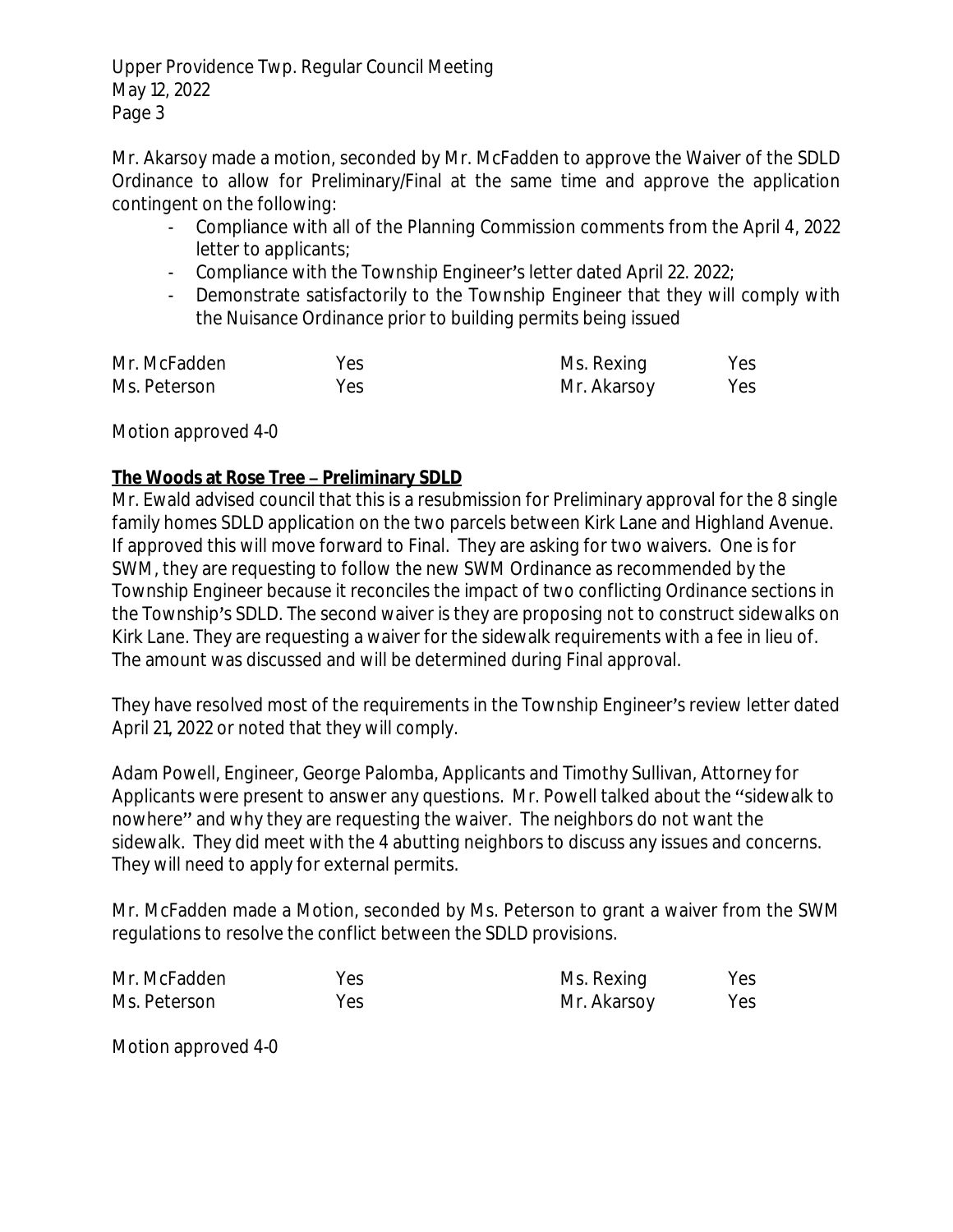Mr. Akarsoy made a motion, seconded by Mr. McFadden to approve the Waiver of the SDLD Ordinance to allow for Preliminary/Final at the same time and approve the application contingent on the following:

- Compliance with all of the Planning Commission comments from the April 4, 2022 letter to applicants;
- Compliance with the Township Engineer's letter dated April 22. 2022;
- Demonstrate satisfactorily to the Township Engineer that they will comply with the Nuisance Ordinance prior to building permits being issued

| | | | |
|---|---|---|---|
| Mr. McFadden | Yes | Ms. Rexing | Yes |
| Ms. Peterson | Yes | Mr. Akarsoy | Yes |

Motion approved 4-0

**<u>The Woods at Rose Tree – Preliminary SDLD</u>**

Mr. Ewald advised council that this is a resubmission for Preliminary approval for the 8 single family homes SDLD application on the two parcels between Kirk Lane and Highland Avenue. If approved this will move forward to Final. They are asking for two waivers. One is for SWM, they are requesting to follow the new SWM Ordinance as recommended by the Township Engineer because it reconciles the impact of two conflicting Ordinance sections in the Township's SDLD. The second waiver is they are proposing not to construct sidewalks on Kirk Lane. They are requesting a waiver for the sidewalk requirements with a fee in lieu of. The amount was discussed and will be determined during Final approval.

They have resolved most of the requirements in the Township Engineer's review letter dated April 21, 2022 or noted that they will comply.

Adam Powell, Engineer, George Palomba, Applicants and Timothy Sullivan, Attorney for Applicants were present to answer any questions. Mr. Powell talked about the "sidewalk to nowhere" and why they are requesting the waiver. The neighbors do not want the sidewalk. They did meet with the 4 abutting neighbors to discuss any issues and concerns. They will need to apply for external permits.

Mr. McFadden made a Motion, seconded by Ms. Peterson to grant a waiver from the SWM regulations to resolve the conflict between the SDLD provisions.

| | | | |
|---|---|---|---|
| Mr. McFadden | Yes | Ms. Rexing | Yes |
| Ms. Peterson | Yes | Mr. Akarsoy | Yes |

Motion approved 4-0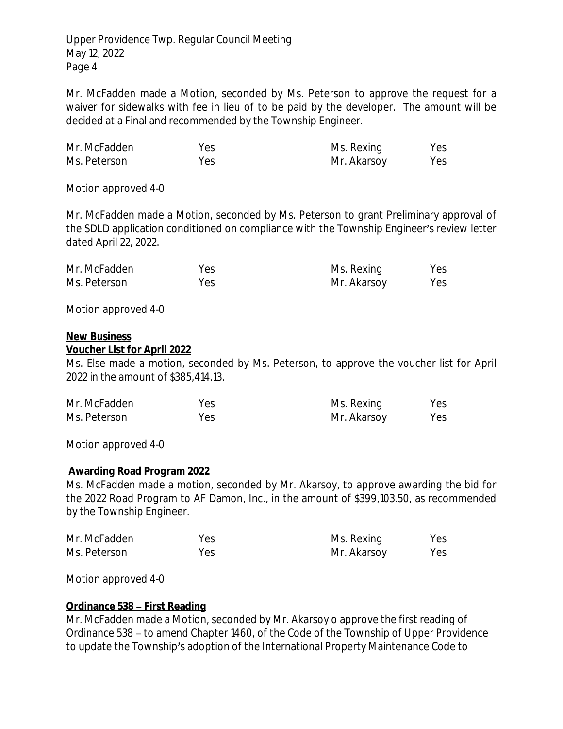Mr. McFadden made a Motion, seconded by Ms. Peterson to approve the request for a waiver for sidewalks with fee in lieu of to be paid by the developer. The amount will be decided at a Final and recommended by the Township Engineer.

| | | | |
|---|---|---|---|
| Mr. McFadden | Yes | Ms. Rexing | Yes |
| Ms. Peterson | Yes | Mr. Akarsoy | Yes |

Motion approved 4-0

Mr. McFadden made a Motion, seconded by Ms. Peterson to grant Preliminary approval of the SDLD application conditioned on compliance with the Township Engineer's review letter dated April 22, 2022.

| | | | |
|---|---|---|---|
| Mr. McFadden | Yes | Ms. Rexing | Yes |
| Ms. Peterson | Yes | Mr. Akarsoy | Yes |

Motion approved 4-0

**New Business**

**Voucher List for April 2022**

Ms. Else made a motion, seconded by Ms. Peterson, to approve the voucher list for April 2022 in the amount of $385,414.13.

| | | | |
|---|---|---|---|
| Mr. McFadden | Yes | Ms. Rexing | Yes |
| Ms. Peterson | Yes | Mr. Akarsoy | Yes |

Motion approved 4-0

**Awarding Road Program 2022**

Ms. McFadden made a motion, seconded by Mr. Akarsoy, to approve awarding the bid for the 2022 Road Program to AF Damon, Inc., in the amount of $399,103.50, as recommended by the Township Engineer.

| | | | |
|---|---|---|---|
| Mr. McFadden | Yes | Ms. Rexing | Yes |
| Ms. Peterson | Yes | Mr. Akarsoy | Yes |

Motion approved 4-0

**Ordinance 538 – First Reading**

Mr. McFadden made a Motion, seconded by Mr. Akarsoy o approve the first reading of Ordinance 538 – to amend Chapter 1460, of the Code of the Township of Upper Providence to update the Township's adoption of the International Property Maintenance Code to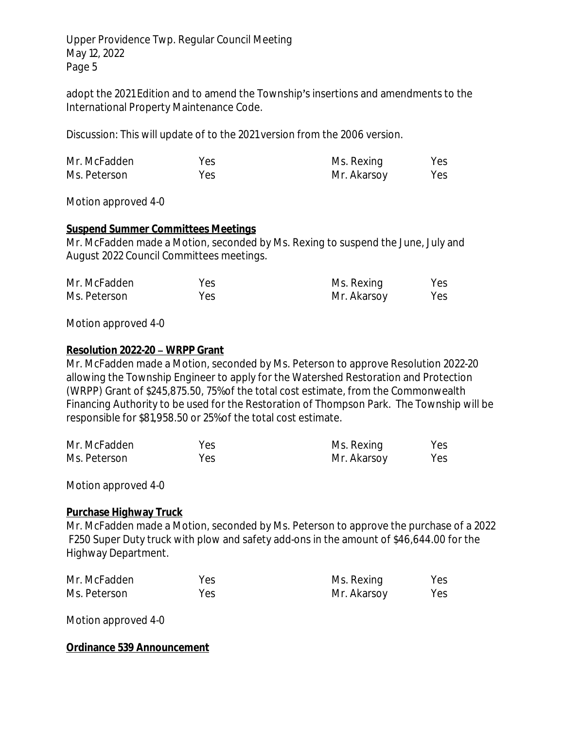adopt the 2021 Edition and to amend the Township's insertions and amendments to the International Property Maintenance Code.

Discussion: This will update of to the 2021 version from the 2006 version.

| | | | |
|---|---|---|---|
| Mr. McFadden | Yes | Ms. Rexing | Yes |
| Ms. Peterson | Yes | Mr. Akarsoy | Yes |

Motion approved 4-0

**Suspend Summer Committees Meetings**

Mr. McFadden made a Motion, seconded by Ms. Rexing to suspend the June, July and August 2022 Council Committees meetings.

| | | | |
|---|---|---|---|
| Mr. McFadden | Yes | Ms. Rexing | Yes |
| Ms. Peterson | Yes | Mr. Akarsoy | Yes |

Motion approved 4-0

**Resolution 2022-20 – WRPP Grant**

Mr. McFadden made a Motion, seconded by Ms. Peterson to approve Resolution 2022-20 allowing the Township Engineer to apply for the Watershed Restoration and Protection (WRPP) Grant of $245,875.50, 75% of the total cost estimate, from the Commonwealth Financing Authority to be used for the Restoration of Thompson Park. The Township will be responsible for $81,958.50 or 25% of the total cost estimate.

| | | | |
|---|---|---|---|
| Mr. McFadden | Yes | Ms. Rexing | Yes |
| Ms. Peterson | Yes | Mr. Akarsoy | Yes |

Motion approved 4-0

**Purchase Highway Truck**

Mr. McFadden made a Motion, seconded by Ms. Peterson to approve the purchase of a 2022 F250 Super Duty truck with plow and safety add-ons in the amount of $46,644.00 for the Highway Department.

| | | | |
|---|---|---|---|
| Mr. McFadden | Yes | Ms. Rexing | Yes |
| Ms. Peterson | Yes | Mr. Akarsoy | Yes |

Motion approved 4-0

**Ordinance 539 Announcement**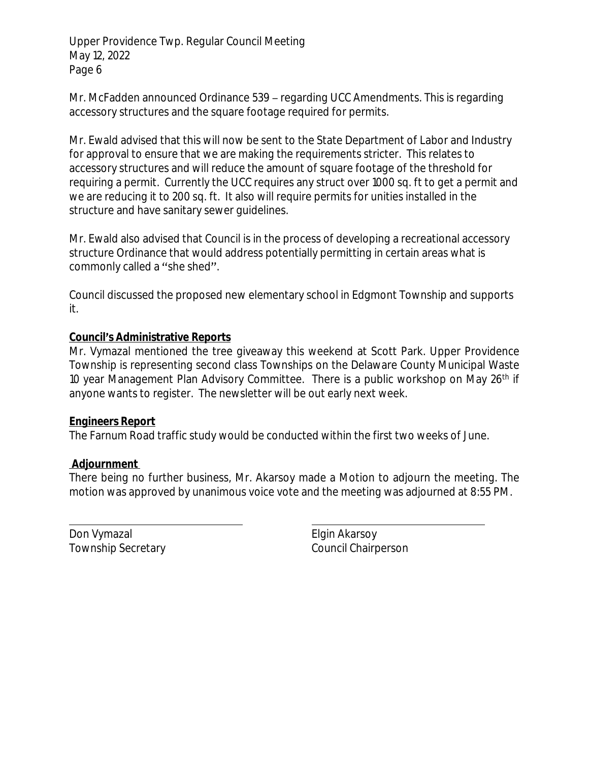Mr. McFadden announced Ordinance 539 – regarding UCC Amendments. This is regarding accessory structures and the square footage required for permits.

Mr. Ewald advised that this will now be sent to the State Department of Labor and Industry for approval to ensure that we are making the requirements stricter. This relates to accessory structures and will reduce the amount of square footage of the threshold for requiring a permit. Currently the UCC requires any struct over 1000 sq. ft to get a permit and we are reducing it to 200 sq. ft. It also will require permits for unities installed in the structure and have sanitary sewer guidelines.

Mr. Ewald also advised that Council is in the process of developing a recreational accessory structure Ordinance that would address potentially permitting in certain areas what is commonly called a "she shed".

Council discussed the proposed new elementary school in Edgmont Township and supports it.

**Council's Administrative Reports**

Mr. Vymazal mentioned the tree giveaway this weekend at Scott Park. Upper Providence Township is representing second class Townships on the Delaware County Municipal Waste 10 year Management Plan Advisory Committee. There is a public workshop on May 26th if anyone wants to register. The newsletter will be out early next week.

**Engineers Report**

The Farnum Road traffic study would be conducted within the first two weeks of June.

**Adjournment**

There being no further business, Mr. Akarsoy made a Motion to adjourn the meeting. The motion was approved by unanimous voice vote and the meeting was adjourned at 8:55 PM.

Don Vymazal
Township Secretary

Elgin Akarsoy
Council Chairperson